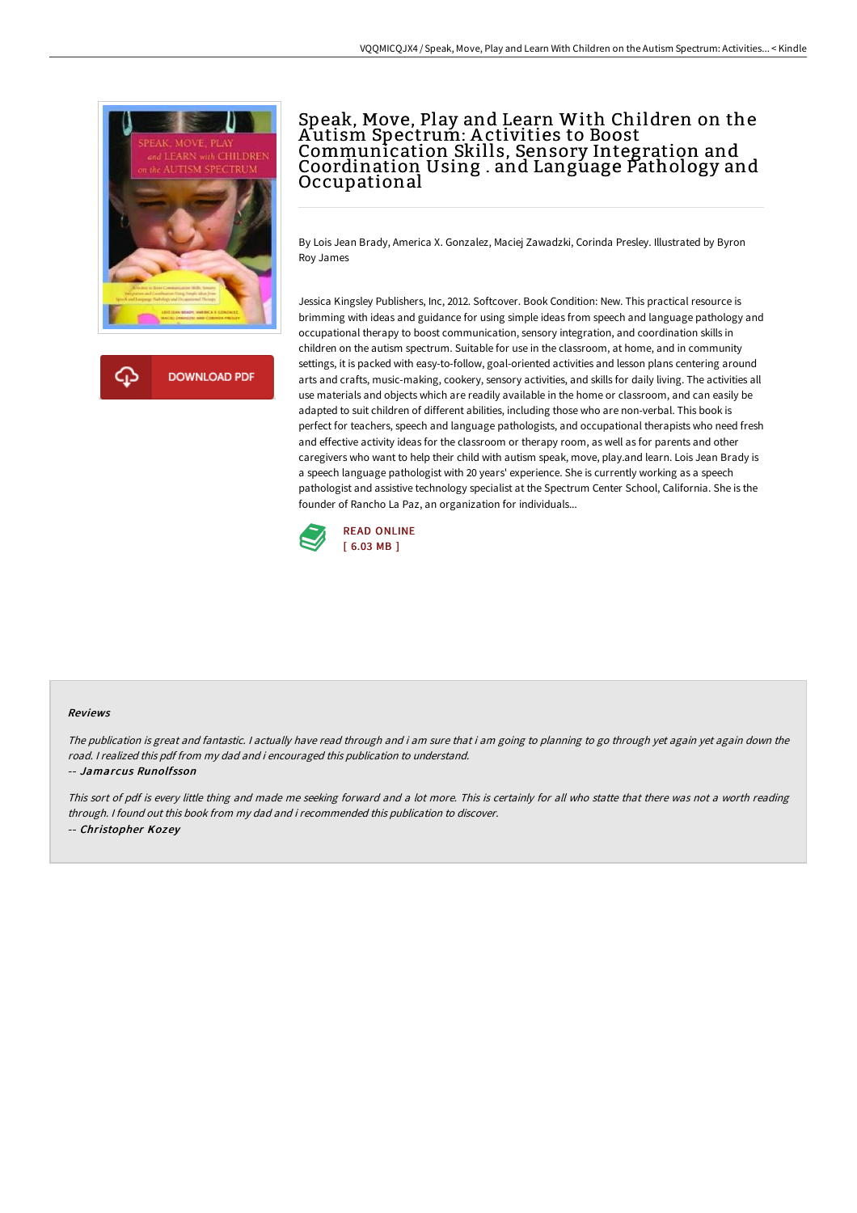# Speak, Move, Play and Learn With Children on the Autism Spectrum: Activities to Boost Communication Skills, Sensory Integration and Coordination Using . and Language Pathology and Occupational

By Lois Jean Brady, America X. Gonzalez, Maciej Zawadzki, Corinda Presley. Illustrated by Byron Roy James

Jessica Kingsley Publishers, Inc, 2012. Softcover. Book Condition: New. This practical resource is brimming with ideas and guidance for using simple ideas from speech and language pathology and occupational therapy to boost communication, sensory integration, and coordination skills in children on the autism spectrum. Suitable for use in the classroom, at home, and in community settings, it is packed with easy-to-follow, goal-oriented activities and lesson plans centering around arts and crafts, music-making, cookery, sensory activities, and skills for daily living. The activities all use materials and objects which are readily available in the home or classroom, and can easily be adapted to suit children of different abilities, including those who are non-verbal. This book is perfect for teachers, speech and language pathologists, and occupational therapists who need fresh and effective activity ideas for the classroom or therapy room, as well as for parents and other caregivers who want to help their child with autism speak, move, play.and learn. Lois Jean Brady is a speech language pathologist with 20 years' experience. She is currently working as a speech pathologist and assistive technology specialist at the Spectrum Center School, California. She is the founder of Rancho La Paz, an organization for individuals...

READ ONLINE
[ 6.03 MB ]

### Reviews

*The publication is great and fantastic. I actually have read through and i am sure that i am going to planning to go through yet again yet again down the road. I realized this pdf from my dad and i encouraged this publication to understand.*

-- ***Jamarcus Runolfsson***

*This sort of pdf is every little thing and made me seeking forward and a lot more. This is certainly for all who statte that there was not a worth reading through. I found out this book from my dad and i recommended this publication to discover.*

-- ***Christopher Kozey***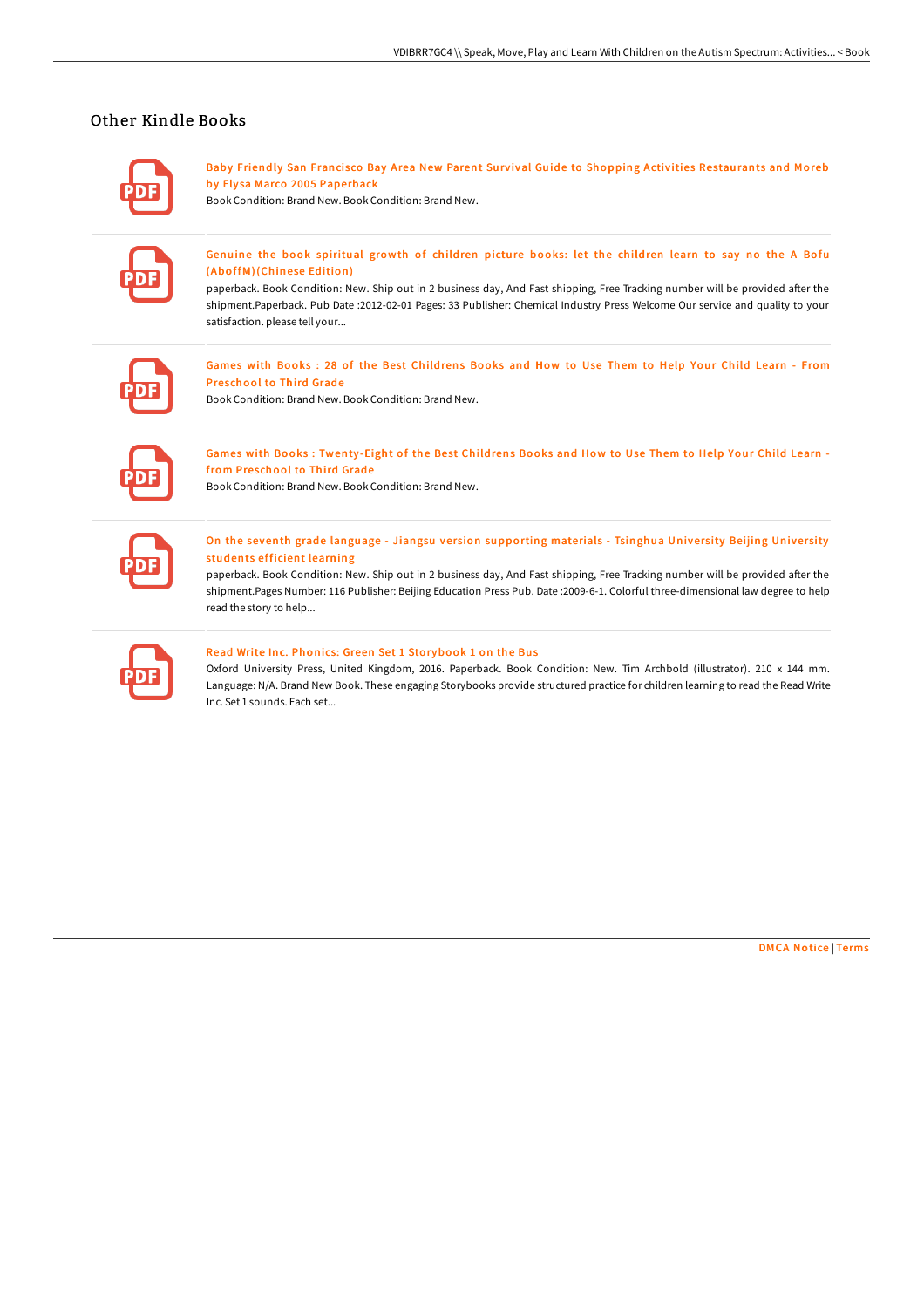## Other Kindle Books

**Baby Friendly San Francisco Bay Area New Parent Survival Guide to Shopping Activities Restaurants and Moreb by Elysa Marco 2005 Paperback**

Book Condition: Brand New. Book Condition: Brand New.

**Genuine the book spiritual growth of children picture books: let the children learn to say no the A Bofu (AboffM)(Chinese Edition)**

paperback. Book Condition: New. Ship out in 2 business day, And Fast shipping, Free Tracking number will be provided after the shipment.Paperback. Pub Date :2012-02-01 Pages: 33 Publisher: Chemical Industry Press Welcome Our service and quality to your satisfaction. please tell your...

**Games with Books : 28 of the Best Childrens Books and How to Use Them to Help Your Child Learn - From Preschool to Third Grade**

Book Condition: Brand New. Book Condition: Brand New.

**Games with Books : Twenty-Eight of the Best Childrens Books and How to Use Them to Help Your Child Learn - from Preschool to Third Grade**

Book Condition: Brand New. Book Condition: Brand New.

**On the seventh grade language - Jiangsu version supporting materials - Tsinghua University Beijing University students efficient learning**

paperback. Book Condition: New. Ship out in 2 business day, And Fast shipping, Free Tracking number will be provided after the shipment.Pages Number: 116 Publisher: Beijing Education Press Pub. Date :2009-6-1. Colorful three-dimensional law degree to help read the story to help...

**Read Write Inc. Phonics: Green Set 1 Storybook 1 on the Bus**

Oxford University Press, United Kingdom, 2016. Paperback. Book Condition: New. Tim Archbold (illustrator). 210 x 144 mm. Language: N/A. Brand New Book. These engaging Storybooks provide structured practice for children learning to read the Read Write Inc. Set 1 sounds. Each set...

DMCA Notice | Terms